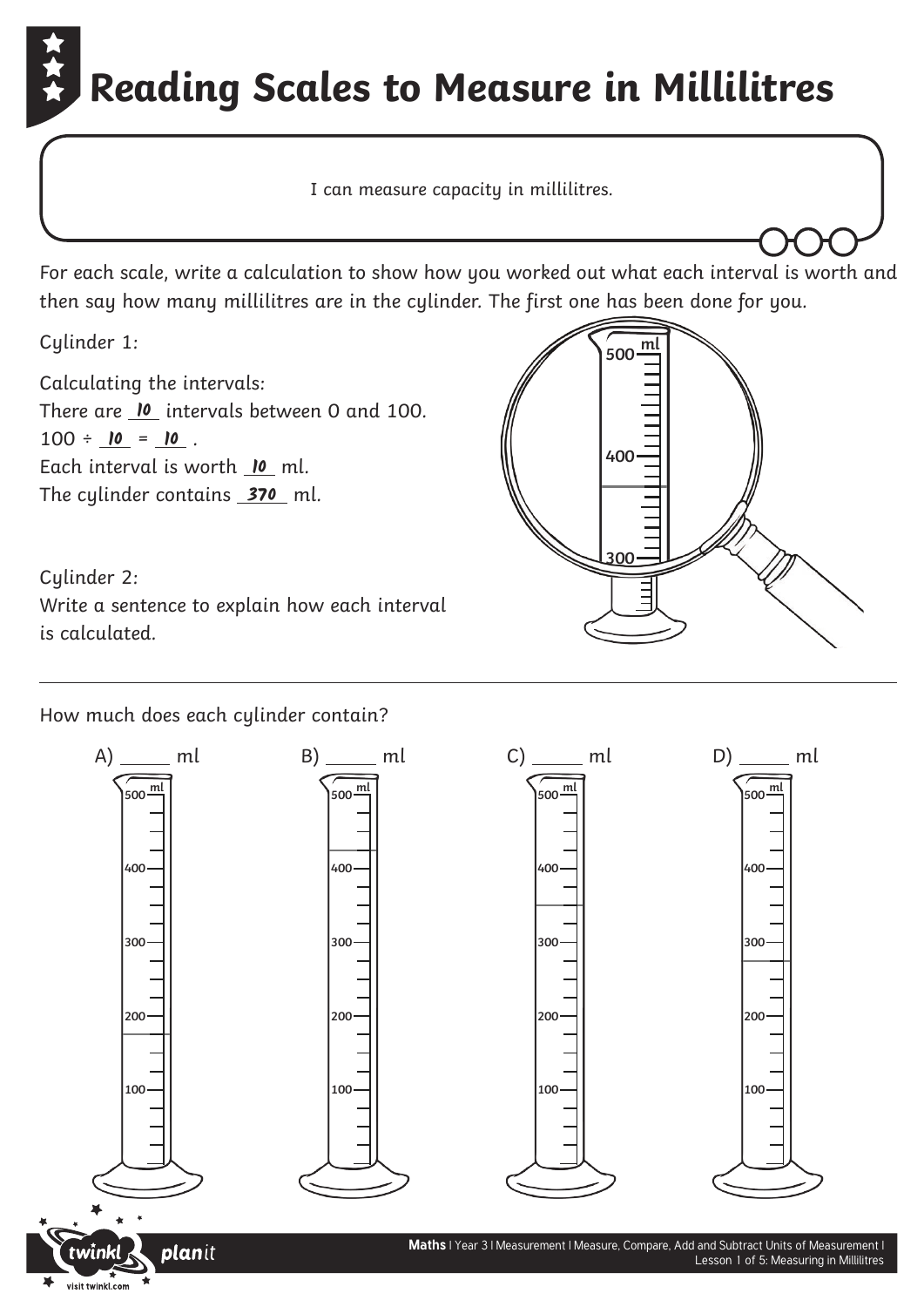# Reading Scales to Measure in Millilitres

I can measure capacity in millilitres.

For each scale, write a calculation to show how you worked out what each interval is worth and then say how many millilitres are in the cylinder. The first one has been done for you.

Cylinder 1:

Calculating the intervals:
There are **10** intervals between 0 and 100.
100 ÷ **10** = **10** .
Each interval is worth **10** ml.
The cylinder contains **370** ml.

Cylinder 2:
Write a sentence to explain how each interval is calculated.

---

How much does each cylinder contain?

A) _____ ml

B) _____ ml

C) _____ ml

D) _____ ml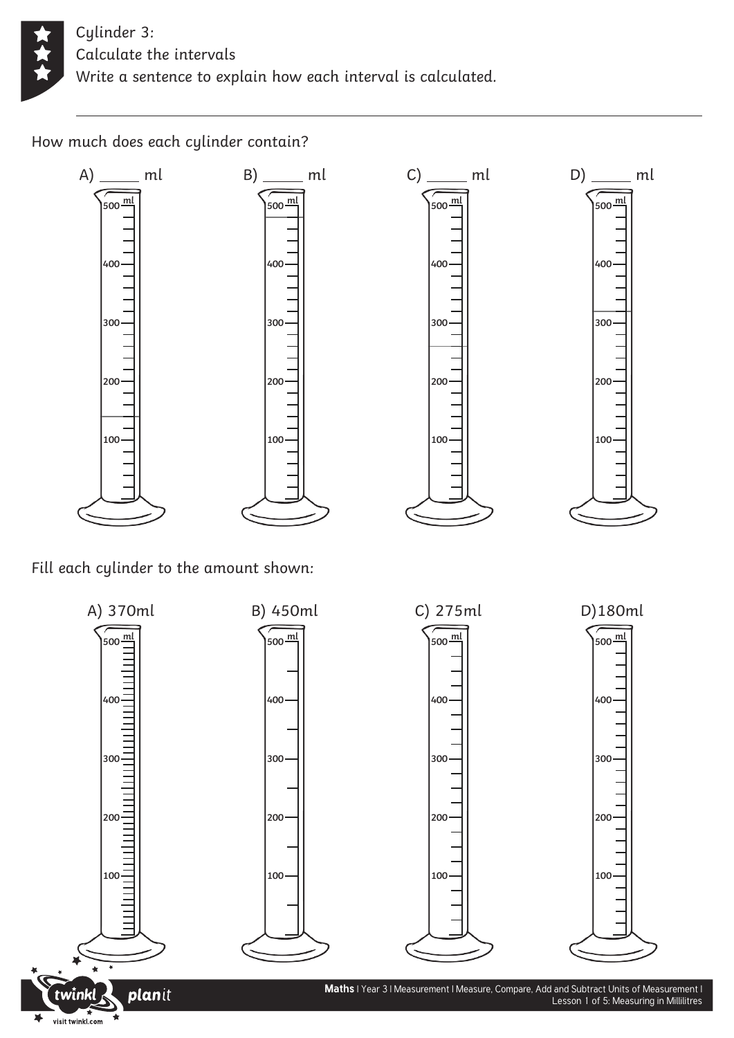Cylinder 3:
Calculate the intervals
Write a sentence to explain how each interval is calculated.

---

How much does each cylinder contain?

A) _____ ml   B) _____ ml   C) _____ ml   D) _____ ml

Fill each cylinder to the amount shown:

A) 370ml   B) 450ml   C) 275ml   D)180ml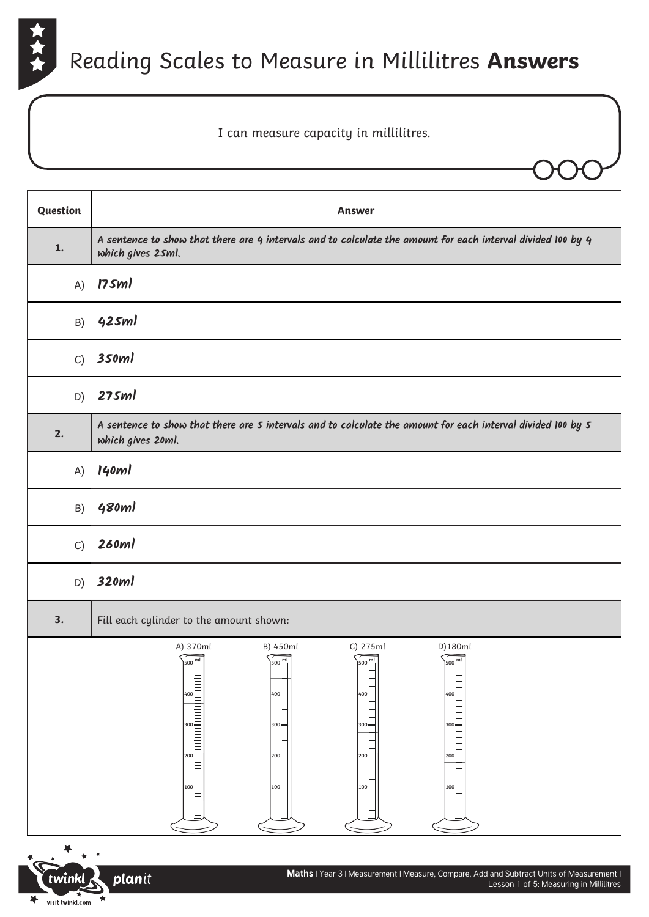# Reading Scales to Measure in Millilitres **Answers**

I can measure capacity in millilitres.

| **Question** | **Answer** |
| --- | --- |
| **1.** | A sentence to show that there are 4 intervals and to calculate the amount for each interval divided 100 by 4 which gives 25ml. |
| A) | 175ml |
| B) | 425ml |
| C) | 350ml |
| D) | 275ml |
| **2.** | A sentence to show that there are 5 intervals and to calculate the amount for each interval divided 100 by 5 which gives 20ml. |
| A) | 140ml |
| B) | 480ml |
| C) | 260ml |
| D) | 320ml |
| **3.** | Fill each cylinder to the amount shown: |

A) 370ml

ml
500
400
300
200
100

B) 450ml

ml
500
400
300
200
100

C) 275ml

ml
500
400
300
200
100

D)180ml

ml
500
400
300
200
100